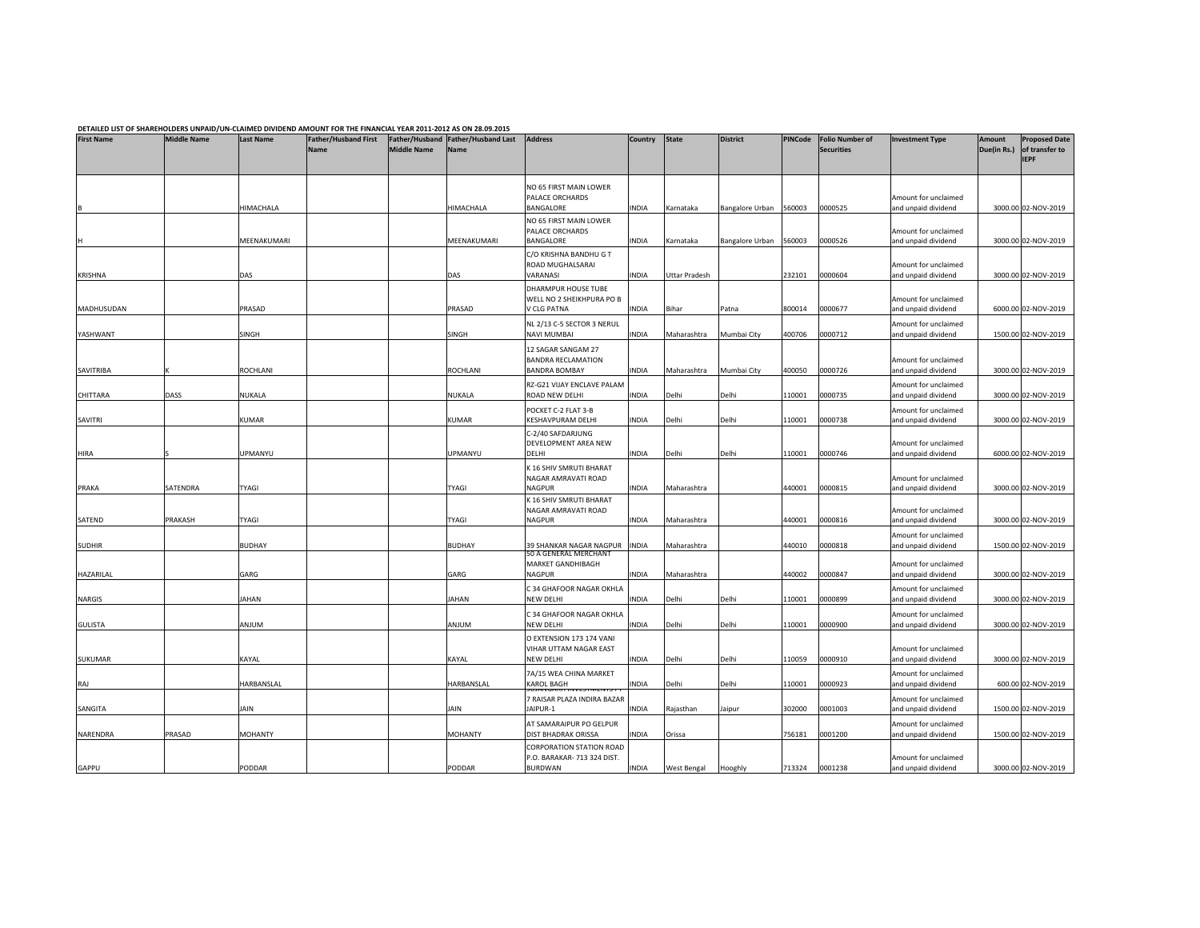**DETAILED LIST OF SHAREHOLDERS UNPAID/UN-CLAIMED DIVIDEND AMOUNT FOR THE FINANCIAL YEAR 2011-2012 AS ON 28.09.2015**

| First Name | Middle Name | Last Name | Father/Husband First Name | Father/Husband Middle Name | Father/Husband Last Name | Address | Country | State | District | PINCode | Folio Number of Securities | Investment Type | Amount Due(in Rs.) | Proposed Date of transfer to IEPF |
|---|---|---|---|---|---|---|---|---|---|---|---|---|---|---|
| B | | HIMACHALA | | | HIMACHALA | NO 65 FIRST MAIN LOWER PALACE ORCHARDS BANGALORE | INDIA | Karnataka | Bangalore Urban | 560003 | 0000525 | Amount for unclaimed and unpaid dividend | 3000.00 | 02-NOV-2019 |
| H | | MEENAKUMARI | | | MEENAKUMARI | NO 65 FIRST MAIN LOWER PALACE ORCHARDS BANGALORE | INDIA | Karnataka | Bangalore Urban | 560003 | 0000526 | Amount for unclaimed and unpaid dividend | 3000.00 | 02-NOV-2019 |
| KRISHNA | | DAS | | | DAS | C/O KRISHNA BANDHU G T ROAD MUGHALSARAI VARANASI | INDIA | Uttar Pradesh | | 232101 | 0000604 | Amount for unclaimed and unpaid dividend | 3000.00 | 02-NOV-2019 |
| MADHUSUDAN | | PRASAD | | | PRASAD | DHARMPUR HOUSE TUBE WELL NO 2 SHEIKHPURA PO B V CLG PATNA | INDIA | Bihar | Patna | 800014 | 0000677 | Amount for unclaimed and unpaid dividend | 6000.00 | 02-NOV-2019 |
| YASHWANT | | SINGH | | | SINGH | NL 2/13 C-5 SECTOR 3 NERUL NAVI MUMBAI | INDIA | Maharashtra | Mumbai City | 400706 | 0000712 | Amount for unclaimed and unpaid dividend | 1500.00 | 02-NOV-2019 |
| SAVITRIBA | K | ROCHLANI | | | ROCHLANI | 12 SAGAR SANGAM 27 BANDRA RECLAMATION BANDRA BOMBAY | INDIA | Maharashtra | Mumbai City | 400050 | 0000726 | Amount for unclaimed and unpaid dividend | 3000.00 | 02-NOV-2019 |
| CHITTARA | DASS | NUKALA | | | NUKALA | RZ-G21 VIJAY ENCLAVE PALAM ROAD NEW DELHI | INDIA | Delhi | Delhi | 110001 | 0000735 | Amount for unclaimed and unpaid dividend | 3000.00 | 02-NOV-2019 |
| SAVITRI | | KUMAR | | | KUMAR | POCKET C-2 FLAT 3-B KESHAVPURAM DELHI | INDIA | Delhi | Delhi | 110001 | 0000738 | Amount for unclaimed and unpaid dividend | 3000.00 | 02-NOV-2019 |
| HIRA | S | UPMANYU | | | UPMANYU | C-2/40 SAFDARJUNG DEVELOPMENT AREA NEW DELHI | INDIA | Delhi | Delhi | 110001 | 0000746 | Amount for unclaimed and unpaid dividend | 6000.00 | 02-NOV-2019 |
| PRAKA | SATENDRA | TYAGI | | | TYAGI | K 16 SHIV SMRUTI BHARAT NAGAR AMRAVATI ROAD NAGPUR | INDIA | Maharashtra | | 440001 | 0000815 | Amount for unclaimed and unpaid dividend | 3000.00 | 02-NOV-2019 |
| SATEND | PRAKASH | TYAGI | | | TYAGI | K 16 SHIV SMRUTI BHARAT NAGAR AMRAVATI ROAD NAGPUR | INDIA | Maharashtra | | 440001 | 0000816 | Amount for unclaimed and unpaid dividend | 3000.00 | 02-NOV-2019 |
| SUDHIR | | BUDHAY | | | BUDHAY | 39 SHANKAR NAGAR NAGPUR | INDIA | Maharashtra | | 440010 | 0000818 | Amount for unclaimed and unpaid dividend | 1500.00 | 02-NOV-2019 |
| HAZARILAL | | GARG | | | GARG | 50 A GENERAL MERCHANT MARKET GANDHIBAGH NAGPUR | INDIA | Maharashtra | | 440002 | 0000847 | Amount for unclaimed and unpaid dividend | 3000.00 | 02-NOV-2019 |
| NARGIS | | JAHAN | | | JAHAN | C 34 GHAFOOR NAGAR OKHLA NEW DELHI | INDIA | Delhi | Delhi | 110001 | 0000899 | Amount for unclaimed and unpaid dividend | 3000.00 | 02-NOV-2019 |
| GULISTA | | ANJUM | | | ANJUM | C 34 GHAFOOR NAGAR OKHLA NEW DELHI | INDIA | Delhi | Delhi | 110001 | 0000900 | Amount for unclaimed and unpaid dividend | 3000.00 | 02-NOV-2019 |
| SUKUMAR | | KAYAL | | | KAYAL | O EXTENSION 173 174 VANI VIHAR UTTAM NAGAR EAST NEW DELHI | INDIA | Delhi | Delhi | 110059 | 0000910 | Amount for unclaimed and unpaid dividend | 3000.00 | 02-NOV-2019 |
| RAJ | | HARBANSLAL | | | HARBANSLAL | 7A/15 WEA CHINA MARKET KAROL BAGH | INDIA | Delhi | Delhi | 110001 | 0000923 | Amount for unclaimed and unpaid dividend | 600.00 | 02-NOV-2019 |
| SANGITA | | JAIN | | | JAIN | SUJANGARH INVESTMENTS 7 RAISAR PLAZA INDIRA BAZAR JAIPUR-1 | INDIA | Rajasthan | Jaipur | 302000 | 0001003 | Amount for unclaimed and unpaid dividend | 1500.00 | 02-NOV-2019 |
| NARENDRA | PRASAD | MOHANTY | | | MOHANTY | AT SAMARAIPUR PO GELPUR DIST BHADRAK ORISSA | INDIA | Orissa | | 756181 | 0001200 | Amount for unclaimed and unpaid dividend | 1500.00 | 02-NOV-2019 |
| GAPPU | | PODDAR | | | PODDAR | CORPORATION STATION ROAD P.O. BARAKAR- 713 324 DIST. BURDWAN | INDIA | West Bengal | Hooghly | 713324 | 0001238 | Amount for unclaimed and unpaid dividend | 3000.00 | 02-NOV-2019 |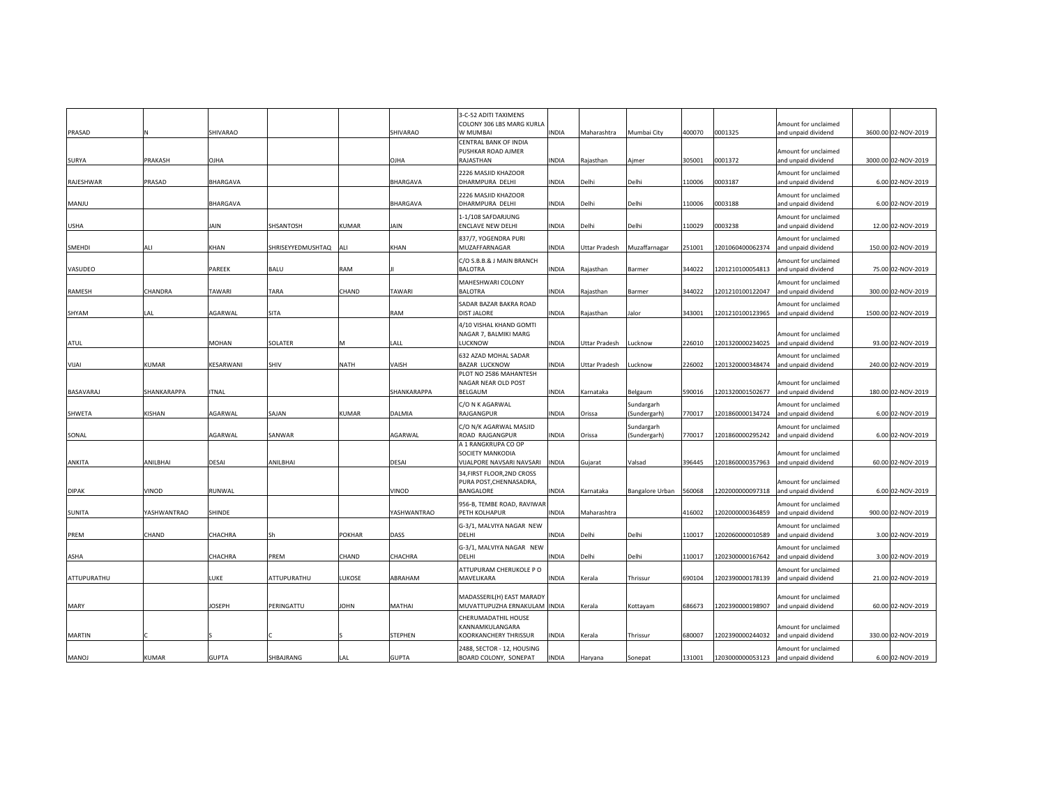| | | | | | | | | | | | | | | |
|---|---|---|---|---|---|---|---|---|---|---|---|---|---|---|
| PRASAD | N | SHIVARAO | | | SHIVARAO | 3-C-52 ADITI TAXIMENS COLONY 306 LBS MARG KURLA W MUMBAI | INDIA | Maharashtra | Mumbai City | 400070 | 0001325 | Amount for unclaimed and unpaid dividend | 3600.00 | 02-NOV-2019 |
| SURYA | PRAKASH | OJHA | | | OJHA | CENTRAL BANK OF INDIA PUSHKAR ROAD AJMER RAJASTHAN | INDIA | Rajasthan | Ajmer | 305001 | 0001372 | Amount for unclaimed and unpaid dividend | 3000.00 | 02-NOV-2019 |
| RAJESHWAR | PRASAD | BHARGAVA | | | BHARGAVA | 2226 MASJID KHAZOOR DHARMPURA DELHI | INDIA | Delhi | Delhi | 110006 | 0003187 | Amount for unclaimed and unpaid dividend | 6.00 | 02-NOV-2019 |
| MANJU | | BHARGAVA | | | BHARGAVA | 2226 MASJID KHAZOOR DHARMPURA DELHI | INDIA | Delhi | Delhi | 110006 | 0003188 | Amount for unclaimed and unpaid dividend | 6.00 | 02-NOV-2019 |
| USHA | | JAIN | SHSANTOSH | KUMAR | JAIN | 1-1/108 SAFDARJUNG ENCLAVE NEW DELHI | INDIA | Delhi | Delhi | 110029 | 0003238 | Amount for unclaimed and unpaid dividend | 12.00 | 02-NOV-2019 |
| SMEHDI | ALI | KHAN | SHRISEYYEDMUSHTAQ | ALI | KHAN | 837/7, YOGENDRA PURI MUZAFFARNAGAR | INDIA | Uttar Pradesh | Muzaffarnagar | 251001 | 1201060400062374 | Amount for unclaimed and unpaid dividend | 150.00 | 02-NOV-2019 |
| VASUDEO | | PAREEK | BALU | RAM | JI | C/O S.B.B.& J MAIN BRANCH BALOTRA | INDIA | Rajasthan | Barmer | 344022 | 1201210100054813 | Amount for unclaimed and unpaid dividend | 75.00 | 02-NOV-2019 |
| RAMESH | CHANDRA | TAWARI | TARA | CHAND | TAWARI | MAHESHWARI COLONY BALOTRA | INDIA | Rajasthan | Barmer | 344022 | 1201210100122047 | Amount for unclaimed and unpaid dividend | 300.00 | 02-NOV-2019 |
| SHYAM | LAL | AGARWAL | SITA | | RAM | SADAR BAZAR BAKRA ROAD DIST JALORE | INDIA | Rajasthan | Jalor | 343001 | 1201210100123965 | Amount for unclaimed and unpaid dividend | 1500.00 | 02-NOV-2019 |
| ATUL | | MOHAN | SOLATER | M | LALL | 4/10 VISHAL KHAND GOMTI NAGAR 7, BALMIKI MARG LUCKNOW | INDIA | Uttar Pradesh | Lucknow | 226010 | 1201320000234025 | Amount for unclaimed and unpaid dividend | 93.00 | 02-NOV-2019 |
| VIJAI | KUMAR | KESARWANI | SHIV | NATH | VAISH | 632 AZAD MOHAL SADAR BAZAR LUCKNOW | INDIA | Uttar Pradesh | Lucknow | 226002 | 1201320000348474 | Amount for unclaimed and unpaid dividend | 240.00 | 02-NOV-2019 |
| BASAVARAJ | SHANKARAPPA | ITNAL | | | SHANKARAPPA | PLOT NO 2586 MAHANTESH NAGAR NEAR OLD POST BELGAUM | INDIA | Karnataka | Belgaum | 590016 | 1201320001502677 | Amount for unclaimed and unpaid dividend | 180.00 | 02-NOV-2019 |
| SHWETA | KISHAN | AGARWAL | SAJAN | KUMAR | DALMIA | C/O N K AGARWAL RAJGANGPUR | INDIA | Orissa | Sundargarh (Sundergarh) | 770017 | 1201860000134724 | Amount for unclaimed and unpaid dividend | 6.00 | 02-NOV-2019 |
| SONAL | | AGARWAL | SANWAR | | AGARWAL | C/O N/K AGARWAL MASJID ROAD RAJGANGPUR | INDIA | Orissa | Sundargarh (Sundergarh) | 770017 | 1201860000295242 | Amount for unclaimed and unpaid dividend | 6.00 | 02-NOV-2019 |
| ANKITA | ANILBHAI | DESAI | ANILBHAI | | DESAI | A 1 RANGKRUPA CO OP SOCIETY MANKODIA VIJALPORE NAVSARI NAVSARI | INDIA | Gujarat | Valsad | 396445 | 1201860000357963 | Amount for unclaimed and unpaid dividend | 60.00 | 02-NOV-2019 |
| DIPAK | VINOD | RUNWAL | | | VINOD | 34,FIRST FLOOR,2ND CROSS PURA POST,CHENNASADRA, BANGALORE | INDIA | Karnataka | Bangalore Urban | 560068 | 1202000000097318 | Amount for unclaimed and unpaid dividend | 6.00 | 02-NOV-2019 |
| SUNITA | YASHWANTRAO | SHINDE | | | YASHWANTRAO | 956-B, TEMBE ROAD, RAVIWAR PETH KOLHAPUR | INDIA | Maharashtra | | 416002 | 1202000000364859 | Amount for unclaimed and unpaid dividend | 900.00 | 02-NOV-2019 |
| PREM | CHAND | CHACHRA | Sh | POKHAR | DASS | G-3/1, MALVIYA NAGAR NEW DELHI | INDIA | Delhi | Delhi | 110017 | 1202060000010589 | Amount for unclaimed and unpaid dividend | 3.00 | 02-NOV-2019 |
| ASHA | | CHACHRA | PREM | CHAND | CHACHRA | G-3/1, MALVIYA NAGAR NEW DELHI | INDIA | Delhi | Delhi | 110017 | 1202300000167642 | Amount for unclaimed and unpaid dividend | 3.00 | 02-NOV-2019 |
| ATTUPURATHU | | LUKE | ATTUPURATHU | LUKOSE | ABRAHAM | ATTUPURAM CHERUKOLE P O MAVELIKARA | INDIA | Kerala | Thrissur | 690104 | 1202390000178139 | Amount for unclaimed and unpaid dividend | 21.00 | 02-NOV-2019 |
| MARY | | JOSEPH | PERINGATTU | JOHN | MATHAI | MADASSERIL(H) EAST MARADY MUVATTUPUZHA ERNAKULAM | INDIA | Kerala | Kottayam | 686673 | 1202390000198907 | Amount for unclaimed and unpaid dividend | 60.00 | 02-NOV-2019 |
| MARTIN | C | S | C | S | STEPHEN | CHERUMADATHIL HOUSE KANNAMKULANGARA KOORKANCHERY THRISSUR | INDIA | Kerala | Thrissur | 680007 | 1202390000244032 | Amount for unclaimed and unpaid dividend | 330.00 | 02-NOV-2019 |
| MANOJ | KUMAR | GUPTA | SHBAJRANG | LAL | GUPTA | 2488, SECTOR - 12, HOUSING BOARD COLONY, SONEPAT | INDIA | Haryana | Sonepat | 131001 | 1203000000053123 | Amount for unclaimed and unpaid dividend | 6.00 | 02-NOV-2019 |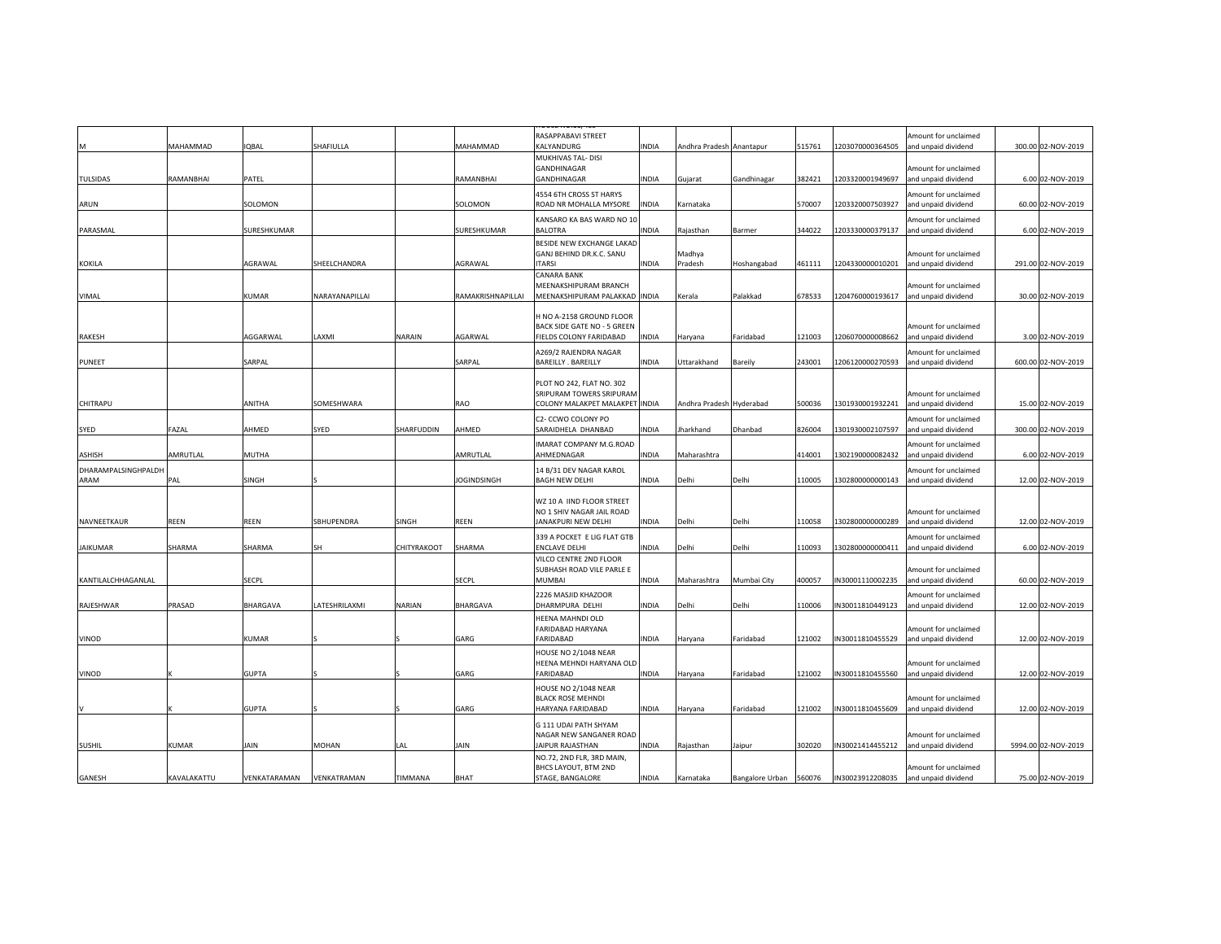| | | | | | | | | | | | | | | |
|---|---|---|---|---|---|---|---|---|---|---|---|---|---|---|
| M | MAHAMMAD | IQBAL | SHAFIULLA | | MAHAMMAD | RASAPPABAVI STREET KALYANDURG | INDIA | Andhra Pradesh | Anantapur | 515761 | 1203070000364505 | Amount for unclaimed and unpaid dividend | 300.00 | 02-NOV-2019 |
| TULSIDAS | RAMANBHAI | PATEL | | | RAMANBHAI | MUKHIVAS TAL- DISI GANDHINAGAR GANDHINAGAR | INDIA | Gujarat | Gandhinagar | 382421 | 1203320001949697 | Amount for unclaimed and unpaid dividend | 6.00 | 02-NOV-2019 |
| ARUN | | SOLOMON | | | SOLOMON | 4554 6TH CROSS ST HARYS ROAD NR MOHALLA MYSORE | INDIA | Karnataka | | 570007 | 1203320007503927 | Amount for unclaimed and unpaid dividend | 60.00 | 02-NOV-2019 |
| PARASMAL | | SURESHKUMAR | | | SURESHKUMAR | KANSARO KA BAS WARD NO 10 BALOTRA | INDIA | Rajasthan | Barmer | 344022 | 1203330000379137 | Amount for unclaimed and unpaid dividend | 6.00 | 02-NOV-2019 |
| KOKILA | | AGRAWAL | SHEELCHANDRA | | AGRAWAL | BESIDE NEW EXCHANGE LAKAD GANJ BEHIND DR.K.C. SANU ITARSI | INDIA | Madhya Pradesh | Hoshangabad | 461111 | 1204330000010201 | Amount for unclaimed and unpaid dividend | 291.00 | 02-NOV-2019 |
| VIMAL | | KUMAR | NARAYANAPILLAI | | RAMAKRISHNAPILLAI | CANARA BANK MEENAKSHIPURAM BRANCH MEENAKSHIPURAM PALAKKAD | INDIA | Kerala | Palakkad | 678533 | 1204760000193617 | Amount for unclaimed and unpaid dividend | 30.00 | 02-NOV-2019 |
| RAKESH | | AGGARWAL | LAXMI | NARAIN | AGARWAL | H NO A-2158 GROUND FLOOR BACK SIDE GATE NO - 5 GREEN FIELDS COLONY FARIDABAD | INDIA | Haryana | Faridabad | 121003 | 1206070000008662 | Amount for unclaimed and unpaid dividend | 3.00 | 02-NOV-2019 |
| PUNEET | | SARPAL | | | SARPAL | A269/2 RAJENDRA NAGAR BAREILLY . BAREILLY | INDIA | Uttarakhand | Bareily | 243001 | 1206120000270593 | Amount for unclaimed and unpaid dividend | 600.00 | 02-NOV-2019 |
| CHITRAPU | | ANITHA | SOMESHWARA | | RAO | PLOT NO 242, FLAT NO. 302 SRIPURAM TOWERS SRIPURAM COLONY MALAKPET MALAKPET | INDIA | Andhra Pradesh | Hyderabad | 500036 | 1301930001932241 | Amount for unclaimed and unpaid dividend | 15.00 | 02-NOV-2019 |
| SYED | FAZAL | AHMED | SYED | SHARFUDDIN | AHMED | C2- CCWO COLONY PO SARAIDHELA DHANBAD | INDIA | Jharkhand | Dhanbad | 826004 | 1301930002107597 | Amount for unclaimed and unpaid dividend | 300.00 | 02-NOV-2019 |
| ASHISH | AMRUTLAL | MUTHA | | | AMRUTLAL | IMARAT COMPANY M.G.ROAD AHMEDNAGAR | INDIA | Maharashtra | | 414001 | 1302190000082432 | Amount for unclaimed and unpaid dividend | 6.00 | 02-NOV-2019 |
| DHARAMPALSINGHPALDHARAM | PAL | SINGH | S | | JOGINDSINGH | 14 B/31 DEV NAGAR KAROL BAGH NEW DELHI | INDIA | Delhi | Delhi | 110005 | 1302800000000143 | Amount for unclaimed and unpaid dividend | 12.00 | 02-NOV-2019 |
| NAVNEETKAUR | REEN | REEN | SBHUPENDRA | SINGH | REEN | WZ 10 A IIND FLOOR STREET NO 1 SHIV NAGAR JAIL ROAD JANAKPURI NEW DELHI | INDIA | Delhi | Delhi | 110058 | 1302800000000289 | Amount for unclaimed and unpaid dividend | 12.00 | 02-NOV-2019 |
| JAIKUMAR | SHARMA | SHARMA | SH | CHITYRAKOOT | SHARMA | 339 A POCKET E LIG FLAT GTB ENCLAVE DELHI | INDIA | Delhi | Delhi | 110093 | 1302800000000411 | Amount for unclaimed and unpaid dividend | 6.00 | 02-NOV-2019 |
| KANTILALCHHAGANLAL | | SECPL | | | SECPL | VILCO CENTRE 2ND FLOOR SUBHASH ROAD VILE PARLE E MUMBAI | INDIA | Maharashtra | Mumbai City | 400057 | IN30001110002235 | Amount for unclaimed and unpaid dividend | 60.00 | 02-NOV-2019 |
| RAJESHWAR | PRASAD | BHARGAVA | LATESHRILAXMI | NARIAN | BHARGAVA | 2226 MASJID KHAZOOR DHARMPURA DELHI | INDIA | Delhi | Delhi | 110006 | IN30011810449123 | Amount for unclaimed and unpaid dividend | 12.00 | 02-NOV-2019 |
| VINOD | | KUMAR | S | S | GARG | HEENA MAHNDI OLD FARIDABAD HARYANA FARIDABAD | INDIA | Haryana | Faridabad | 121002 | IN30011810455529 | Amount for unclaimed and unpaid dividend | 12.00 | 02-NOV-2019 |
| VINOD | K | GUPTA | S | S | GARG | HOUSE NO 2/1048 NEAR HEENA MEHNDI HARYANA OLD FARIDABAD | INDIA | Haryana | Faridabad | 121002 | IN30011810455560 | Amount for unclaimed and unpaid dividend | 12.00 | 02-NOV-2019 |
| V | K | GUPTA | S | S | GARG | HOUSE NO 2/1048 NEAR BLACK ROSE MEHNDI HARYANA FARIDABAD | INDIA | Haryana | Faridabad | 121002 | IN30011810455609 | Amount for unclaimed and unpaid dividend | 12.00 | 02-NOV-2019 |
| SUSHIL | KUMAR | JAIN | MOHAN | LAL | JAIN | G 111 UDAI PATH SHYAM NAGAR NEW SANGANER ROAD JAIPUR RAJASTHAN | INDIA | Rajasthan | Jaipur | 302020 | IN30021414455212 | Amount for unclaimed and unpaid dividend | 5994.00 | 02-NOV-2019 |
| GANESH | KAVALAKATTU | VENKATARAMAN | VENKATRAMAN | TIMMANA | BHAT | NO.72, 2ND FLR, 3RD MAIN, BHCS LAYOUT, BTM 2ND STAGE, BANGALORE | INDIA | Karnataka | Bangalore Urban | 560076 | IN30023912208035 | Amount for unclaimed and unpaid dividend | 75.00 | 02-NOV-2019 |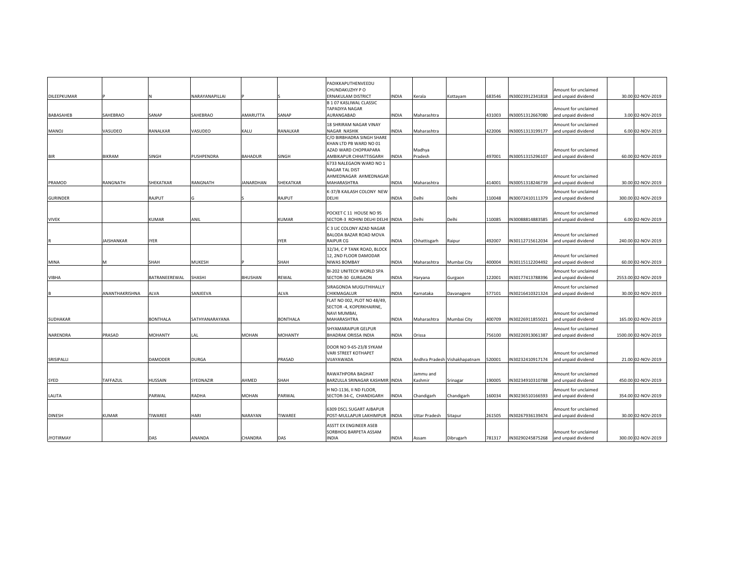| | | | | | | | | | | | | | | |
|---|---|---|---|---|---|---|---|---|---|---|---|---|---|---|
| DILEEPKUMAR | P | N | NARAYANAPILLAI | P | S | PADIKKAPUTHENVEEDU CHUNDAKUZHY P O ERNAKULAM DISTRICT | INDIA | Kerala | Kottayam | 683546 | IN30023912341818 | Amount for unclaimed and unpaid dividend | 30.00 | 02-NOV-2019 |
| BABASAHEB | SAHEBRAO | SANAP | SAHEBRAO | AMARUTTA | SANAP | B 1 07 KASLIWAL CLASSIC TAPADIYA NAGAR AURANGABAD | INDIA | Maharashtra | | 431003 | IN30051312667080 | Amount for unclaimed and unpaid dividend | 3.00 | 02-NOV-2019 |
| MANOJ | VASUDEO | RANALKAR | VASUDEO | KALU | RANALKAR | 18 SHRIRAM NAGAR VINAY NAGAR NASHIK | INDIA | Maharashtra | | 422006 | IN30051313199177 | Amount for unclaimed and unpaid dividend | 6.00 | 02-NOV-2019 |
| BIR | BIKRAM | SINGH | PUSHPENDRA | BAHADUR | SINGH | C/O BIRBHADRA SINGH SHARE KHAN LTD PB WARD NO 01 AZAD WARD CHOPRAPARA AMBIKAPUR CHHATTISGARH | INDIA | Madhya Pradesh | | 497001 | IN30051315296107 | Amount for unclaimed and unpaid dividend | 60.00 | 02-NOV-2019 |
| PRAMOD | RANGNATH | SHEKATKAR | RANGNATH | JANARDHAN | SHEKATKAR | 6733 NALEGAON WARD NO 1 NAGAR TAL DIST AHMEDNAGAR AHMEDNAGAR MAHARASHTRA | INDIA | Maharashtra | | 414001 | IN30051318246739 | Amount for unclaimed and unpaid dividend | 30.00 | 02-NOV-2019 |
| GURINDER | | RAJPUT | G | S | RAJPUT | K-37/B KAILASH COLONY NEW DELHI | INDIA | Delhi | Delhi | 110048 | IN30072410111379 | Amount for unclaimed and unpaid dividend | 300.00 | 02-NOV-2019 |
| VIVEK | | KUMAR | ANIL | | KUMAR | POCKET C 11 HOUSE NO 95 SECTOR-3 ROHINI DELHI DELHI | INDIA | Delhi | Delhi | 110085 | IN30088814883585 | Amount for unclaimed and unpaid dividend | 6.00 | 02-NOV-2019 |
| R | JAISHANKAR | IYER | | | IYER | C 3 LIC COLONY AZAD NAGAR BALODA BAZAR ROAD MOVA RAIPUR CG | INDIA | Chhattisgarh | Raipur | 492007 | IN30112715612034 | Amount for unclaimed and unpaid dividend | 240.00 | 02-NOV-2019 |
| MINA | M | SHAH | MUKESH | P | SHAH | 32/34, C P TANK ROAD, BLOCK 12, 2ND FLOOR DAMODAR NIWAS BOMBAY | INDIA | Maharashtra | Mumbai City | 400004 | IN30115112204492 | Amount for unclaimed and unpaid dividend | 60.00 | 02-NOV-2019 |
| VIBHA | | BATRANEEREWAL | SHASHI | BHUSHAN | REWAL | BI-202 UNITECH WORLD SPA SECTOR-30 GURGAON | INDIA | Haryana | Gurgaon | 122001 | IN30177413788396 | Amount for unclaimed and unpaid dividend | 2553.00 | 02-NOV-2019 |
| B | ANANTHAKRISHNA | ALVA | SANJEEVA | | ALVA | SIRAGONDA MUGUTHIHALLY CHIKMAGALUR | INDIA | Karnataka | Davanagere | 577101 | IN30216410321324 | Amount for unclaimed and unpaid dividend | 30.00 | 02-NOV-2019 |
| SUDHAKAR | | BONTHALA | SATHYANARAYANA | | BONTHALA | FLAT NO 002, PLOT NO 48/49, SECTOR -4, KOPERKHAIRNE, NAVI MUMBAI, MAHARASHTRA | INDIA | Maharashtra | Mumbai City | 400709 | IN30226911855021 | Amount for unclaimed and unpaid dividend | 165.00 | 02-NOV-2019 |
| NARENDRA | PRASAD | MOHANTY | LAL | MOHAN | MOHANTY | SHYAMARAIPUR GELPUR BHADRAK ORISSA INDIA | INDIA | Orissa | | 756100 | IN30226913061387 | Amount for unclaimed and unpaid dividend | 1500.00 | 02-NOV-2019 |
| SRISIPALLI | | DAMODER | DURGA | | PRASAD | DOOR NO 9-65-23/8 SYKAM VARI STREET KOTHAPET VIJAYAWADA | INDIA | Andhra Pradesh | Vishakhapatnam | 520001 | IN30232410917174 | Amount for unclaimed and unpaid dividend | 21.00 | 02-NOV-2019 |
| SYED | TAFFAZUL | HUSSAIN | SYEDNAZIR | AHMED | SHAH | RAWATHPORA BAGHAT BARZULLA SRINAGAR KASHMIR | INDIA | Jammu and Kashmir | Srinagar | 190005 | IN30234910310788 | Amount for unclaimed and unpaid dividend | 450.00 | 02-NOV-2019 |
| LALITA | | PARWAL | RADHA | MOHAN | PARWAL | H NO-1136, II ND FLOOR, SECTOR-34-C, CHANDIGARH | INDIA | Chandigarh | Chandigarh | 160034 | IN30236510166593 | Amount for unclaimed and unpaid dividend | 354.00 | 02-NOV-2019 |
| DINESH | KUMAR | TIWAREE | HARI | NARAYAN | TIWAREE | 6309 DSCL SUGART AJBAPUR POST-MULLAPUR LAKHIMPUR | INDIA | Uttar Pradesh | Sitapur | 261505 | IN30267936139474 | Amount for unclaimed and unpaid dividend | 30.00 | 02-NOV-2019 |
| JYOTIRMAY | | DAS | ANANDA | CHANDRA | DAS | ASSTT EX ENGINEER ASEB SORBHOG BARPETA ASSAM INDIA | INDIA | Assam | Dibrugarh | 781317 | IN30290245875268 | Amount for unclaimed and unpaid dividend | 300.00 | 02-NOV-2019 |